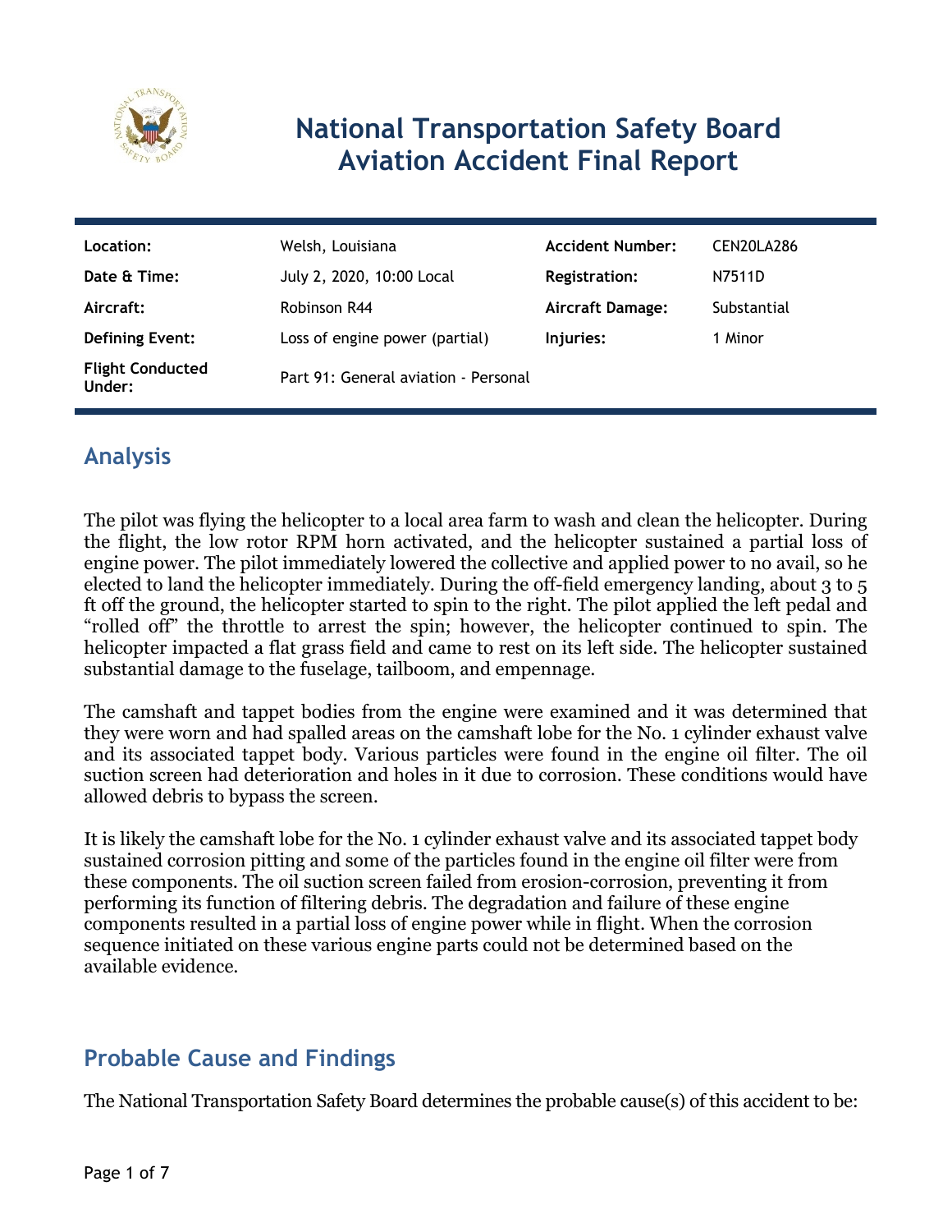# National Transportation Safety Board Aviation Accident Final Report

| | | | |
|---|---|---|---|
| **Location:** | Welsh, Louisiana | **Accident Number:** | CEN20LA286 |
| **Date & Time:** | July 2, 2020, 10:00 Local | **Registration:** | N7511D |
| **Aircraft:** | Robinson R44 | **Aircraft Damage:** | Substantial |
| **Defining Event:** | Loss of engine power (partial) | **Injuries:** | 1 Minor |
| **Flight Conducted Under:** | Part 91: General aviation - Personal | | |

## Analysis

The pilot was flying the helicopter to a local area farm to wash and clean the helicopter. During the flight, the low rotor RPM horn activated, and the helicopter sustained a partial loss of engine power. The pilot immediately lowered the collective and applied power to no avail, so he elected to land the helicopter immediately. During the off-field emergency landing, about 3 to 5 ft off the ground, the helicopter started to spin to the right. The pilot applied the left pedal and "rolled off" the throttle to arrest the spin; however, the helicopter continued to spin. The helicopter impacted a flat grass field and came to rest on its left side. The helicopter sustained substantial damage to the fuselage, tailboom, and empennage.

The camshaft and tappet bodies from the engine were examined and it was determined that they were worn and had spalled areas on the camshaft lobe for the No. 1 cylinder exhaust valve and its associated tappet body. Various particles were found in the engine oil filter. The oil suction screen had deterioration and holes in it due to corrosion. These conditions would have allowed debris to bypass the screen.

It is likely the camshaft lobe for the No. 1 cylinder exhaust valve and its associated tappet body sustained corrosion pitting and some of the particles found in the engine oil filter were from these components. The oil suction screen failed from erosion-corrosion, preventing it from performing its function of filtering debris. The degradation and failure of these engine components resulted in a partial loss of engine power while in flight. When the corrosion sequence initiated on these various engine parts could not be determined based on the available evidence.

## Probable Cause and Findings

The National Transportation Safety Board determines the probable cause(s) of this accident to be: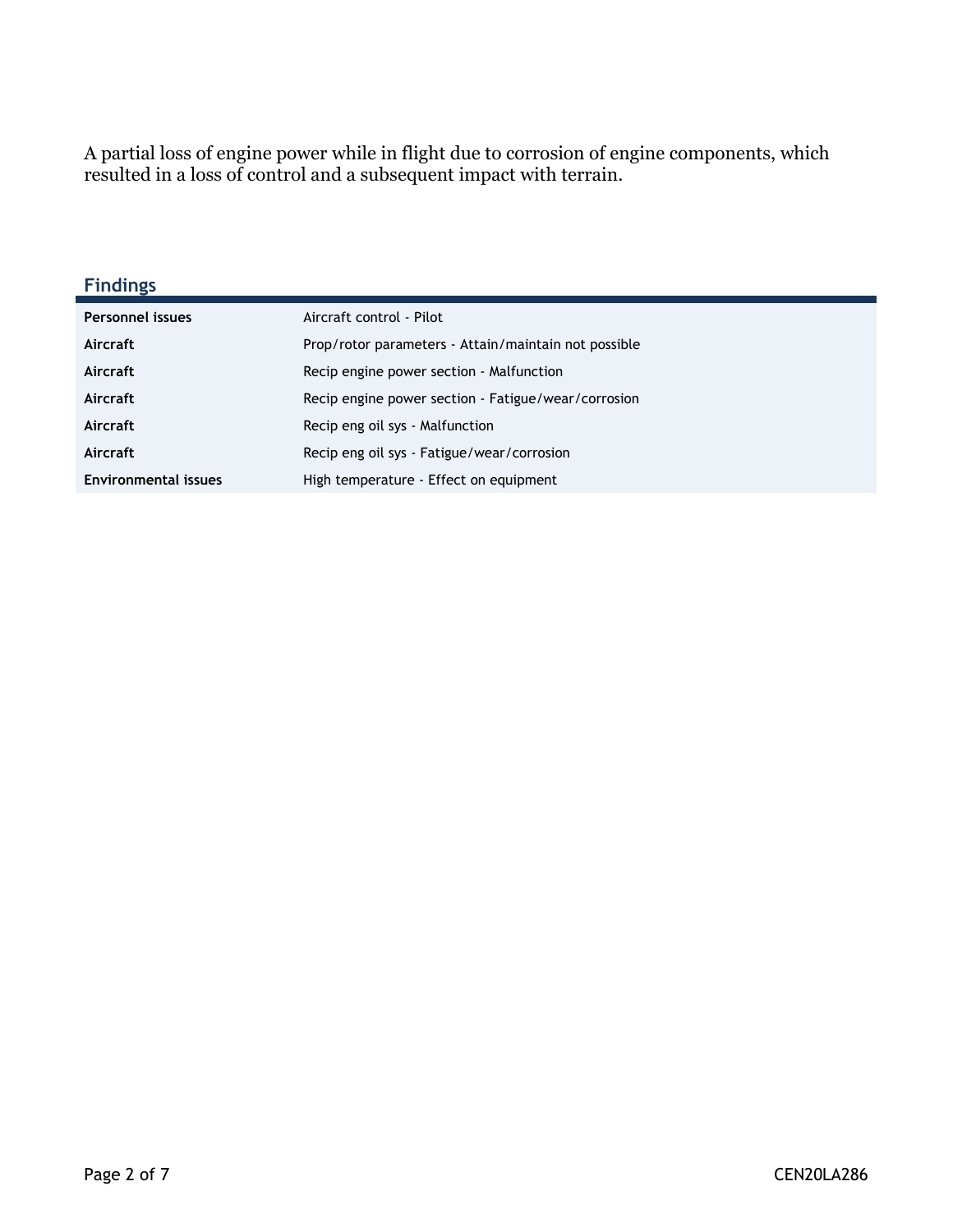A partial loss of engine power while in flight due to corrosion of engine components, which resulted in a loss of control and a subsequent impact with terrain.

## Findings

| | |
|---|---|
| **Personnel issues** | Aircraft control - Pilot |
| **Aircraft** | Prop/rotor parameters - Attain/maintain not possible |
| **Aircraft** | Recip engine power section - Malfunction |
| **Aircraft** | Recip engine power section - Fatigue/wear/corrosion |
| **Aircraft** | Recip eng oil sys - Malfunction |
| **Aircraft** | Recip eng oil sys - Fatigue/wear/corrosion |
| **Environmental issues** | High temperature - Effect on equipment |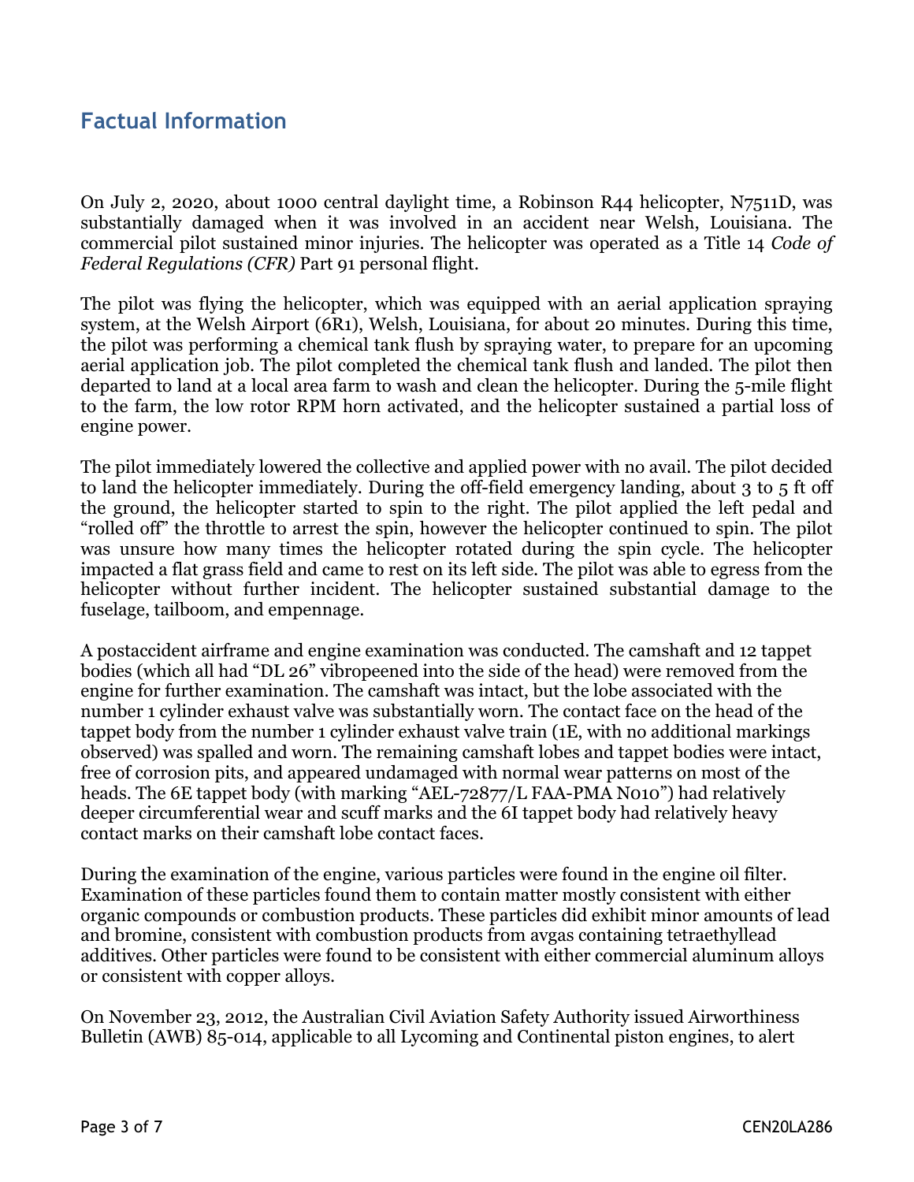## Factual Information

On July 2, 2020, about 1000 central daylight time, a Robinson R44 helicopter, N7511D, was substantially damaged when it was involved in an accident near Welsh, Louisiana. The commercial pilot sustained minor injuries. The helicopter was operated as a Title 14 *Code of Federal Regulations (CFR)* Part 91 personal flight.

The pilot was flying the helicopter, which was equipped with an aerial application spraying system, at the Welsh Airport (6R1), Welsh, Louisiana, for about 20 minutes. During this time, the pilot was performing a chemical tank flush by spraying water, to prepare for an upcoming aerial application job. The pilot completed the chemical tank flush and landed. The pilot then departed to land at a local area farm to wash and clean the helicopter. During the 5-mile flight to the farm, the low rotor RPM horn activated, and the helicopter sustained a partial loss of engine power.

The pilot immediately lowered the collective and applied power with no avail. The pilot decided to land the helicopter immediately. During the off-field emergency landing, about 3 to 5 ft off the ground, the helicopter started to spin to the right. The pilot applied the left pedal and "rolled off" the throttle to arrest the spin, however the helicopter continued to spin. The pilot was unsure how many times the helicopter rotated during the spin cycle. The helicopter impacted a flat grass field and came to rest on its left side. The pilot was able to egress from the helicopter without further incident. The helicopter sustained substantial damage to the fuselage, tailboom, and empennage.

A postaccident airframe and engine examination was conducted. The camshaft and 12 tappet bodies (which all had "DL 26" vibropeened into the side of the head) were removed from the engine for further examination. The camshaft was intact, but the lobe associated with the number 1 cylinder exhaust valve was substantially worn. The contact face on the head of the tappet body from the number 1 cylinder exhaust valve train (1E, with no additional markings observed) was spalled and worn. The remaining camshaft lobes and tappet bodies were intact, free of corrosion pits, and appeared undamaged with normal wear patterns on most of the heads. The 6E tappet body (with marking "AEL-72877/L FAA-PMA N010") had relatively deeper circumferential wear and scuff marks and the 6I tappet body had relatively heavy contact marks on their camshaft lobe contact faces.

During the examination of the engine, various particles were found in the engine oil filter. Examination of these particles found them to contain matter mostly consistent with either organic compounds or combustion products. These particles did exhibit minor amounts of lead and bromine, consistent with combustion products from avgas containing tetraethyllead additives. Other particles were found to be consistent with either commercial aluminum alloys or consistent with copper alloys.

On November 23, 2012, the Australian Civil Aviation Safety Authority issued Airworthiness Bulletin (AWB) 85-014, applicable to all Lycoming and Continental piston engines, to alert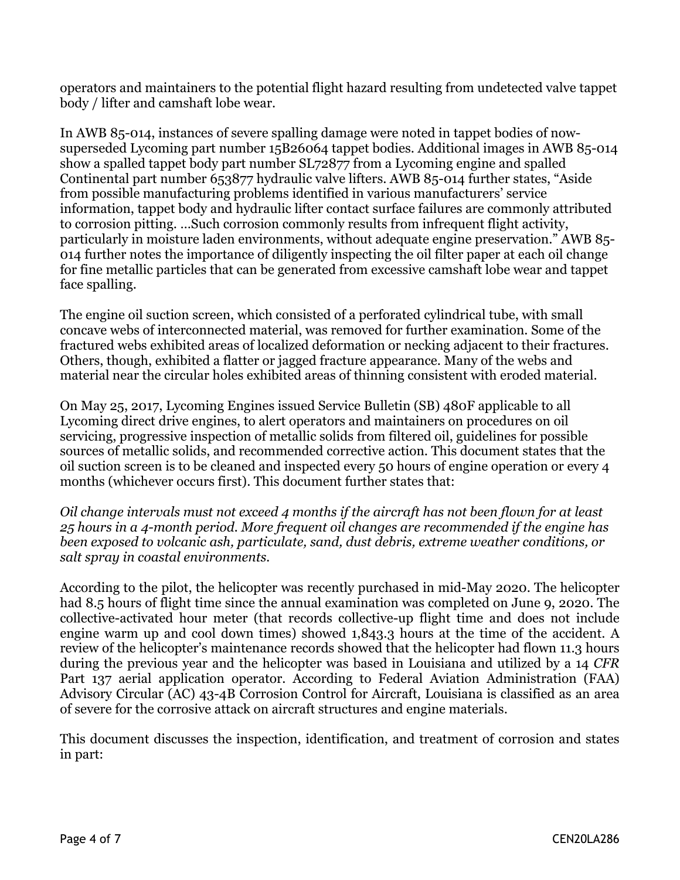operators and maintainers to the potential flight hazard resulting from undetected valve tappet body / lifter and camshaft lobe wear.

In AWB 85-014, instances of severe spalling damage were noted in tappet bodies of now-superseded Lycoming part number 15B26064 tappet bodies. Additional images in AWB 85-014 show a spalled tappet body part number SL72877 from a Lycoming engine and spalled Continental part number 653877 hydraulic valve lifters. AWB 85-014 further states, "Aside from possible manufacturing problems identified in various manufacturers' service information, tappet body and hydraulic lifter contact surface failures are commonly attributed to corrosion pitting. …Such corrosion commonly results from infrequent flight activity, particularly in moisture laden environments, without adequate engine preservation." AWB 85-014 further notes the importance of diligently inspecting the oil filter paper at each oil change for fine metallic particles that can be generated from excessive camshaft lobe wear and tappet face spalling.

The engine oil suction screen, which consisted of a perforated cylindrical tube, with small concave webs of interconnected material, was removed for further examination. Some of the fractured webs exhibited areas of localized deformation or necking adjacent to their fractures. Others, though, exhibited a flatter or jagged fracture appearance. Many of the webs and material near the circular holes exhibited areas of thinning consistent with eroded material.

On May 25, 2017, Lycoming Engines issued Service Bulletin (SB) 480F applicable to all Lycoming direct drive engines, to alert operators and maintainers on procedures on oil servicing, progressive inspection of metallic solids from filtered oil, guidelines for possible sources of metallic solids, and recommended corrective action. This document states that the oil suction screen is to be cleaned and inspected every 50 hours of engine operation or every 4 months (whichever occurs first). This document further states that:

*Oil change intervals must not exceed 4 months if the aircraft has not been flown for at least 25 hours in a 4-month period. More frequent oil changes are recommended if the engine has been exposed to volcanic ash, particulate, sand, dust debris, extreme weather conditions, or salt spray in coastal environments.*

According to the pilot, the helicopter was recently purchased in mid-May 2020. The helicopter had 8.5 hours of flight time since the annual examination was completed on June 9, 2020. The collective-activated hour meter (that records collective-up flight time and does not include engine warm up and cool down times) showed 1,843.3 hours at the time of the accident. A review of the helicopter's maintenance records showed that the helicopter had flown 11.3 hours during the previous year and the helicopter was based in Louisiana and utilized by a 14 *CFR* Part 137 aerial application operator. According to Federal Aviation Administration (FAA) Advisory Circular (AC) 43-4B Corrosion Control for Aircraft, Louisiana is classified as an area of severe for the corrosive attack on aircraft structures and engine materials.

This document discusses the inspection, identification, and treatment of corrosion and states in part: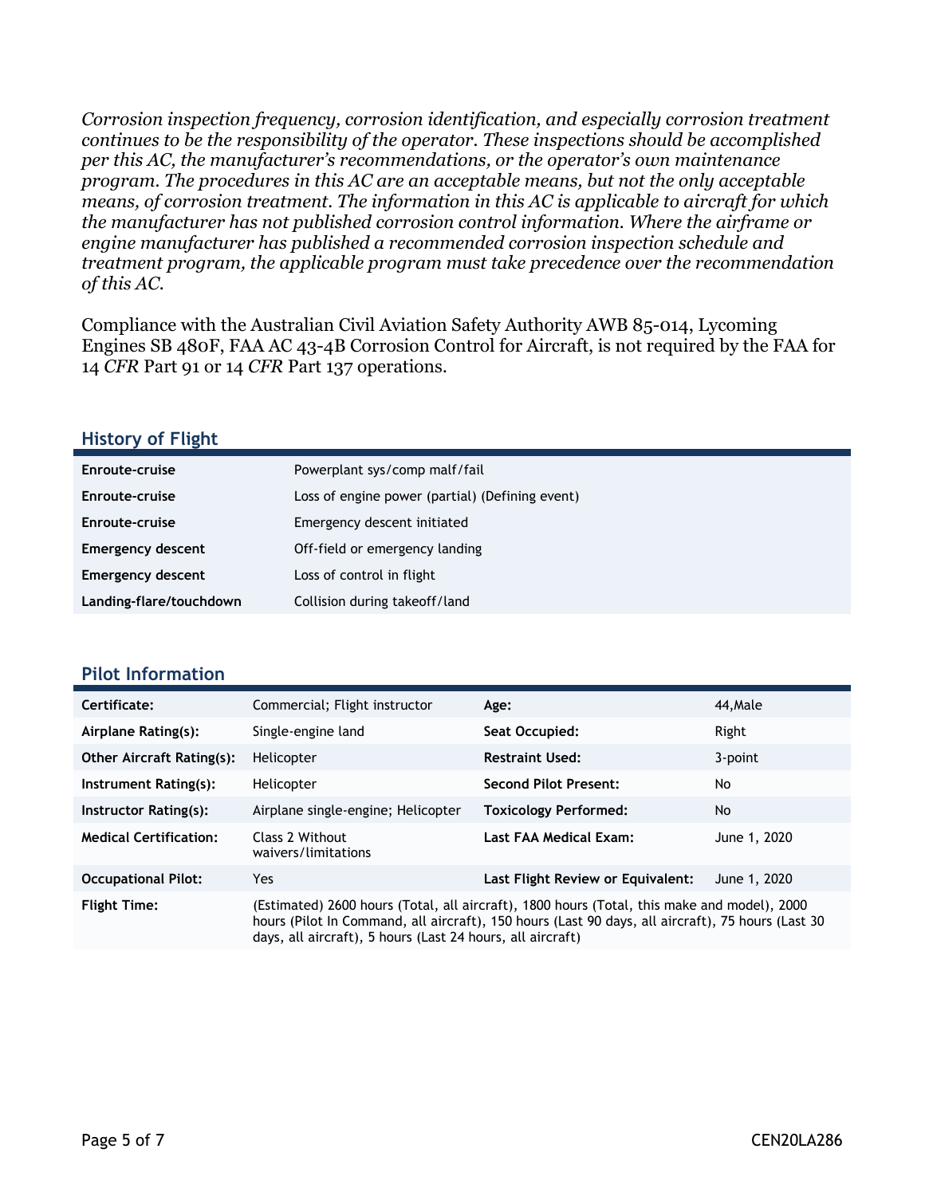*Corrosion inspection frequency, corrosion identification, and especially corrosion treatment continues to be the responsibility of the operator. These inspections should be accomplished per this AC, the manufacturer's recommendations, or the operator's own maintenance program. The procedures in this AC are an acceptable means, but not the only acceptable means, of corrosion treatment. The information in this AC is applicable to aircraft for which the manufacturer has not published corrosion control information. Where the airframe or engine manufacturer has published a recommended corrosion inspection schedule and treatment program, the applicable program must take precedence over the recommendation of this AC.*

Compliance with the Australian Civil Aviation Safety Authority AWB 85-014, Lycoming Engines SB 480F, FAA AC 43-4B Corrosion Control for Aircraft, is not required by the FAA for 14 *CFR* Part 91 or 14 *CFR* Part 137 operations.

## History of Flight

| | |
|---|---|
| **Enroute-cruise** | Powerplant sys/comp malf/fail |
| **Enroute-cruise** | Loss of engine power (partial) (Defining event) |
| **Enroute-cruise** | Emergency descent initiated |
| **Emergency descent** | Off-field or emergency landing |
| **Emergency descent** | Loss of control in flight |
| **Landing-flare/touchdown** | Collision during takeoff/land |

## Pilot Information

| | | | |
|---|---|---|---|
| **Certificate:** | Commercial; Flight instructor | **Age:** | 44,Male |
| **Airplane Rating(s):** | Single-engine land | **Seat Occupied:** | Right |
| **Other Aircraft Rating(s):** | Helicopter | **Restraint Used:** | 3-point |
| **Instrument Rating(s):** | Helicopter | **Second Pilot Present:** | No |
| **Instructor Rating(s):** | Airplane single-engine; Helicopter | **Toxicology Performed:** | No |
| **Medical Certification:** | Class 2 Without waivers/limitations | **Last FAA Medical Exam:** | June 1, 2020 |
| **Occupational Pilot:** | Yes | **Last Flight Review or Equivalent:** | June 1, 2020 |
| **Flight Time:** | (Estimated) 2600 hours (Total, all aircraft), 1800 hours (Total, this make and model), 2000 hours (Pilot In Command, all aircraft), 150 hours (Last 90 days, all aircraft), 75 hours (Last 30 days, all aircraft), 5 hours (Last 24 hours, all aircraft) | | |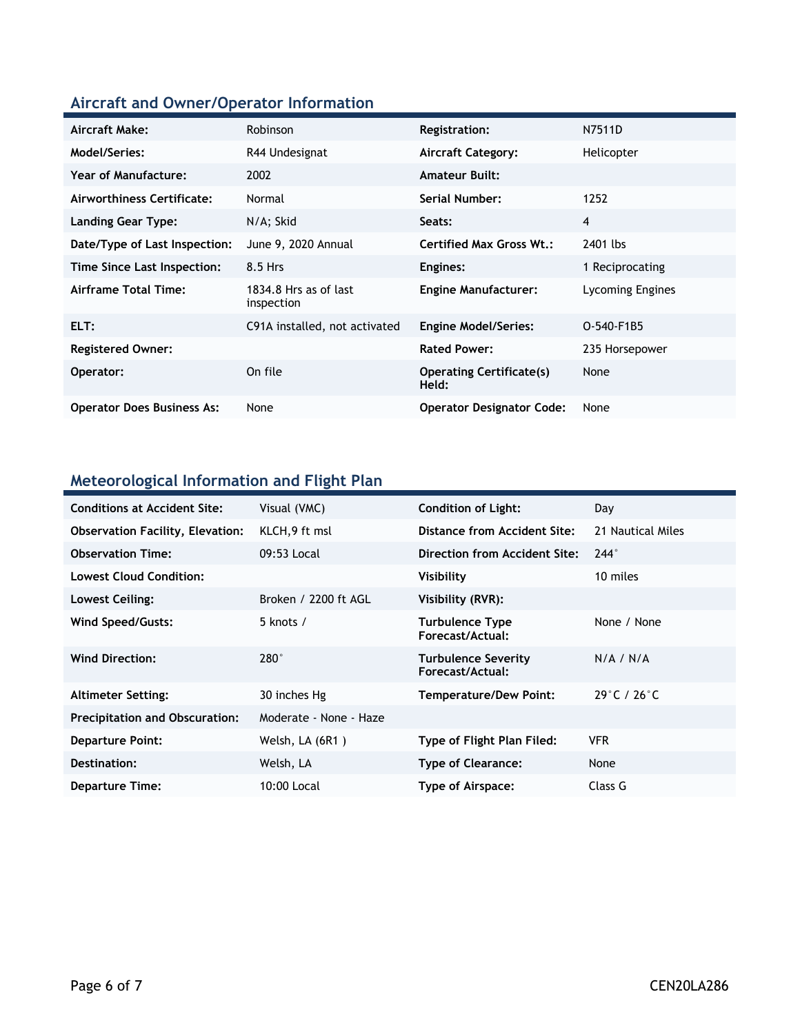## Aircraft and Owner/Operator Information

| | | | |
|---|---|---|---|
| **Aircraft Make:** | Robinson | **Registration:** | N7511D |
| **Model/Series:** | R44 Undesignat | **Aircraft Category:** | Helicopter |
| **Year of Manufacture:** | 2002 | **Amateur Built:** | |
| **Airworthiness Certificate:** | Normal | **Serial Number:** | 1252 |
| **Landing Gear Type:** | N/A; Skid | **Seats:** | 4 |
| **Date/Type of Last Inspection:** | June 9, 2020 Annual | **Certified Max Gross Wt.:** | 2401 lbs |
| **Time Since Last Inspection:** | 8.5 Hrs | **Engines:** | 1 Reciprocating |
| **Airframe Total Time:** | 1834.8 Hrs as of last inspection | **Engine Manufacturer:** | Lycoming Engines |
| **ELT:** | C91A installed, not activated | **Engine Model/Series:** | O-540-F1B5 |
| **Registered Owner:** | | **Rated Power:** | 235 Horsepower |
| **Operator:** | On file | **Operating Certificate(s) Held:** | None |
| **Operator Does Business As:** | None | **Operator Designator Code:** | None |

## Meteorological Information and Flight Plan

| | | | |
|---|---|---|---|
| **Conditions at Accident Site:** | Visual (VMC) | **Condition of Light:** | Day |
| **Observation Facility, Elevation:** | KLCH,9 ft msl | **Distance from Accident Site:** | 21 Nautical Miles |
| **Observation Time:** | 09:53 Local | **Direction from Accident Site:** | 244° |
| **Lowest Cloud Condition:** | | **Visibility** | 10 miles |
| **Lowest Ceiling:** | Broken / 2200 ft AGL | **Visibility (RVR):** | |
| **Wind Speed/Gusts:** | 5 knots / | **Turbulence Type Forecast/Actual:** | None / None |
| **Wind Direction:** | 280° | **Turbulence Severity Forecast/Actual:** | N/A / N/A |
| **Altimeter Setting:** | 30 inches Hg | **Temperature/Dew Point:** | 29°C / 26°C |
| **Precipitation and Obscuration:** | Moderate - None - Haze | | |
| **Departure Point:** | Welsh, LA (6R1 ) | **Type of Flight Plan Filed:** | VFR |
| **Destination:** | Welsh, LA | **Type of Clearance:** | None |
| **Departure Time:** | 10:00 Local | **Type of Airspace:** | Class G |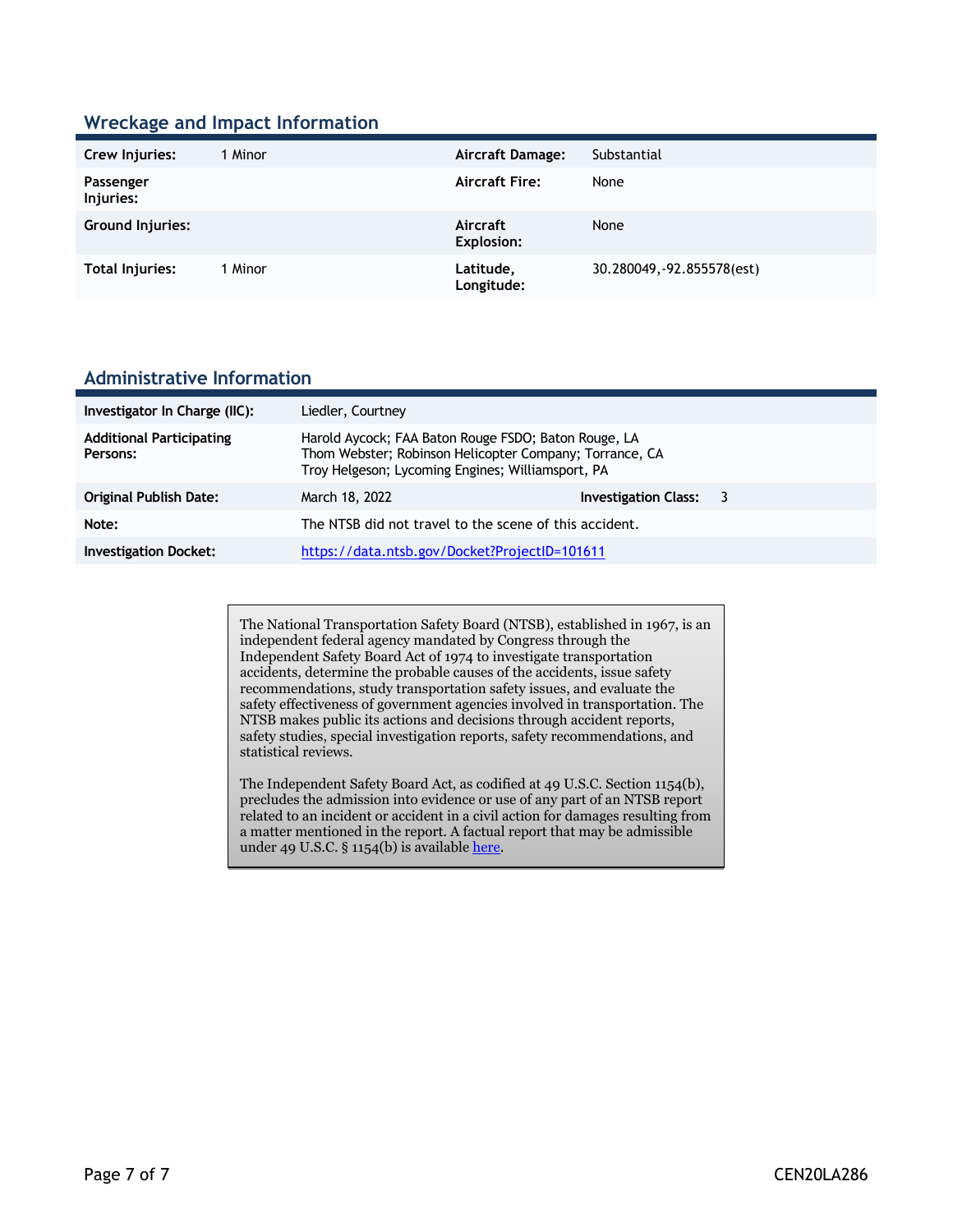## Wreckage and Impact Information

| | | | |
|---|---|---|---|
| **Crew Injuries:** | 1 Minor | **Aircraft Damage:** | Substantial |
| **Passenger Injuries:** | | **Aircraft Fire:** | None |
| **Ground Injuries:** | | **Aircraft Explosion:** | None |
| **Total Injuries:** | 1 Minor | **Latitude, Longitude:** | 30.280049,-92.855578(est) |

## Administrative Information

| | | | |
|---|---|---|---|
| **Investigator In Charge (IIC):** | Liedler, Courtney | | |
| **Additional Participating Persons:** | Harold Aycock; FAA Baton Rouge FSDO; Baton Rouge, LA<br>Thom Webster; Robinson Helicopter Company; Torrance, CA<br>Troy Helgeson; Lycoming Engines; Williamsport, PA | | |
| **Original Publish Date:** | March 18, 2022 | **Investigation Class:** | 3 |
| **Note:** | The NTSB did not travel to the scene of this accident. | | |
| **Investigation Docket:** | https://data.ntsb.gov/Docket?ProjectID=101611 | | |

The National Transportation Safety Board (NTSB), established in 1967, is an independent federal agency mandated by Congress through the Independent Safety Board Act of 1974 to investigate transportation accidents, determine the probable causes of the accidents, issue safety recommendations, study transportation safety issues, and evaluate the safety effectiveness of government agencies involved in transportation. The NTSB makes public its actions and decisions through accident reports, safety studies, special investigation reports, safety recommendations, and statistical reviews.

The Independent Safety Board Act, as codified at 49 U.S.C. Section 1154(b), precludes the admission into evidence or use of any part of an NTSB report related to an incident or accident in a civil action for damages resulting from a matter mentioned in the report. A factual report that may be admissible under 49 U.S.C. § 1154(b) is available here.